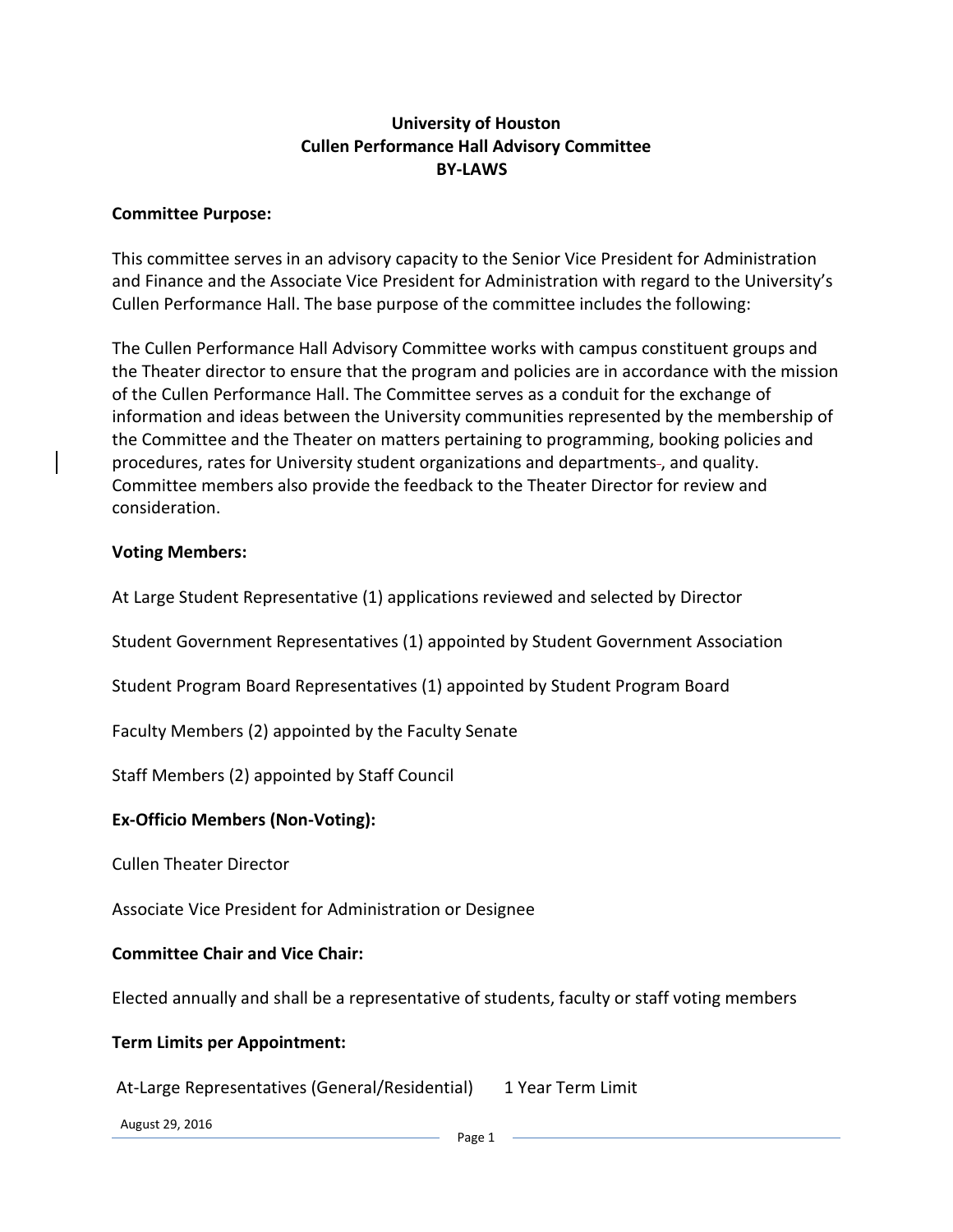**University of Houston**
**Cullen Performance Hall Advisory Committee**
**BY-LAWS**

**Committee Purpose:**

This committee serves in an advisory capacity to the Senior Vice President for Administration and Finance and the Associate Vice President for Administration with regard to the University's Cullen Performance Hall. The base purpose of the committee includes the following:

The Cullen Performance Hall Advisory Committee works with campus constituent groups and the Theater director to ensure that the program and policies are in accordance with the mission of the Cullen Performance Hall. The Committee serves as a conduit for the exchange of information and ideas between the University communities represented by the membership of the Committee and the Theater on matters pertaining to programming, booking policies and procedures, rates for University student organizations and departments, and quality. Committee members also provide the feedback to the Theater Director for review and consideration.

**Voting Members:**

At Large Student Representative (1) applications reviewed and selected by Director

Student Government Representatives (1) appointed by Student Government Association

Student Program Board Representatives (1) appointed by Student Program Board

Faculty Members (2) appointed by the Faculty Senate

Staff Members (2) appointed by Staff Council

**Ex-Officio Members (Non-Voting):**

Cullen Theater Director

Associate Vice President for Administration or Designee

**Committee Chair and Vice Chair:**

Elected annually and shall be a representative of students, faculty or staff voting members

**Term Limits per Appointment:**

At-Large Representatives (General/Residential) 1 Year Term Limit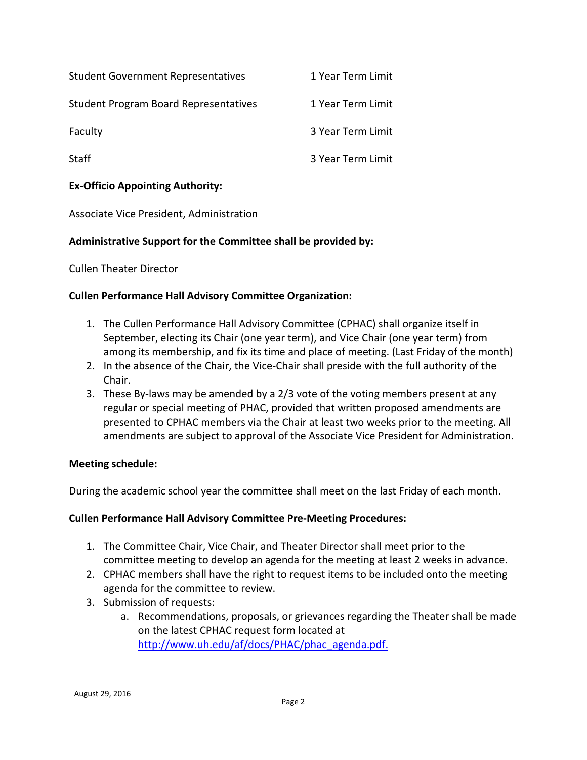| | |
|---|---|
| Student Government Representatives | 1 Year Term Limit |
| Student Program Board Representatives | 1 Year Term Limit |
| Faculty | 3 Year Term Limit |
| Staff | 3 Year Term Limit |

**Ex-Officio Appointing Authority:**

Associate Vice President, Administration

**Administrative Support for the Committee shall be provided by:**

Cullen Theater Director

**Cullen Performance Hall Advisory Committee Organization:**

1. The Cullen Performance Hall Advisory Committee (CPHAC) shall organize itself in September, electing its Chair (one year term), and Vice Chair (one year term) from among its membership, and fix its time and place of meeting. (Last Friday of the month)
2. In the absence of the Chair, the Vice-Chair shall preside with the full authority of the Chair.
3. These By-laws may be amended by a 2/3 vote of the voting members present at any regular or special meeting of PHAC, provided that written proposed amendments are presented to CPHAC members via the Chair at least two weeks prior to the meeting. All amendments are subject to approval of the Associate Vice President for Administration.

**Meeting schedule:**

During the academic school year the committee shall meet on the last Friday of each month.

**Cullen Performance Hall Advisory Committee Pre-Meeting Procedures:**

1. The Committee Chair, Vice Chair, and Theater Director shall meet prior to the committee meeting to develop an agenda for the meeting at least 2 weeks in advance.
2. CPHAC members shall have the right to request items to be included onto the meeting agenda for the committee to review.
3. Submission of requests:
   a. Recommendations, proposals, or grievances regarding the Theater shall be made on the latest CPHAC request form located at http://www.uh.edu/af/docs/PHAC/phac_agenda.pdf.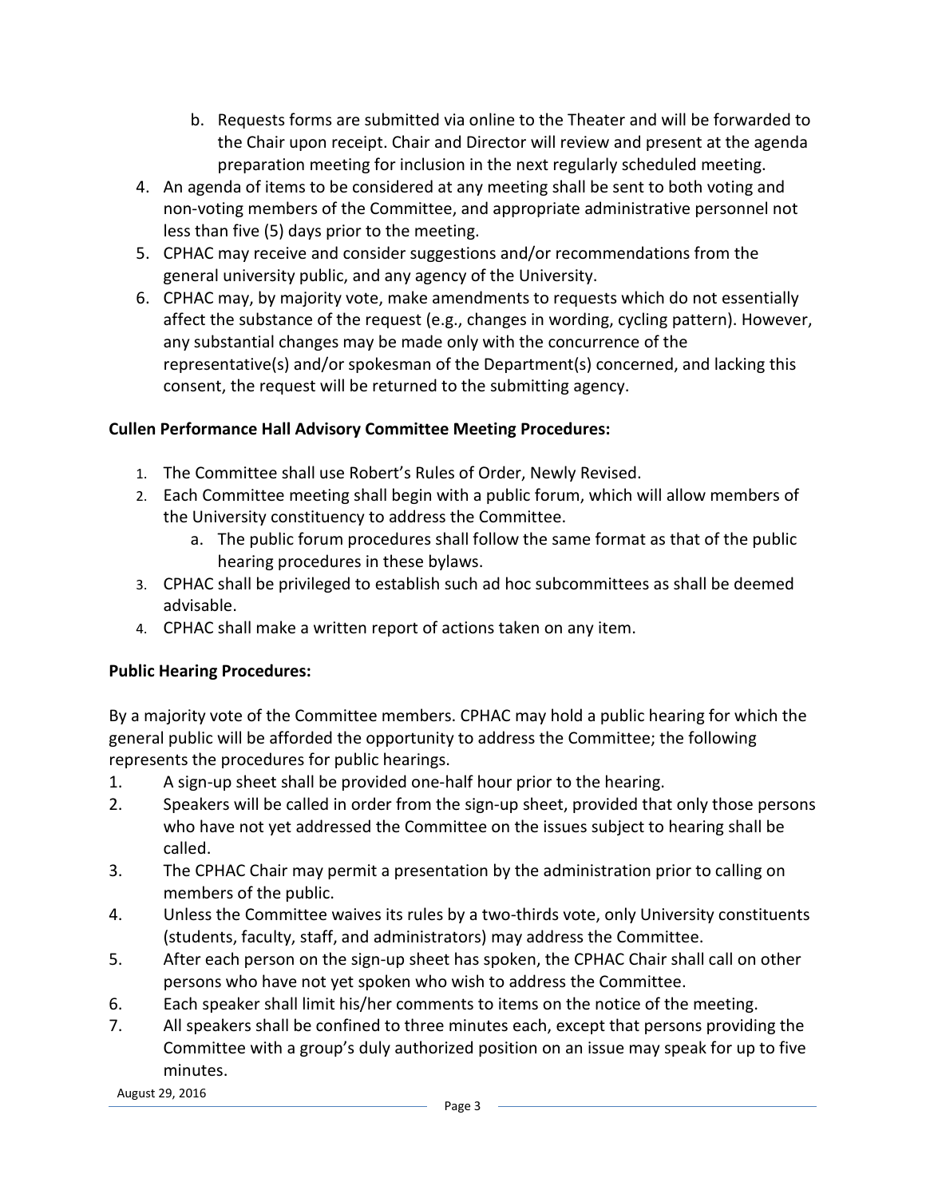b. Requests forms are submitted via online to the Theater and will be forwarded to the Chair upon receipt. Chair and Director will review and present at the agenda preparation meeting for inclusion in the next regularly scheduled meeting.

4. An agenda of items to be considered at any meeting shall be sent to both voting and non-voting members of the Committee, and appropriate administrative personnel not less than five (5) days prior to the meeting.
5. CPHAC may receive and consider suggestions and/or recommendations from the general university public, and any agency of the University.
6. CPHAC may, by majority vote, make amendments to requests which do not essentially affect the substance of the request (e.g., changes in wording, cycling pattern). However, any substantial changes may be made only with the concurrence of the representative(s) and/or spokesman of the Department(s) concerned, and lacking this consent, the request will be returned to the submitting agency.

**Cullen Performance Hall Advisory Committee Meeting Procedures:**

1. The Committee shall use Robert's Rules of Order, Newly Revised.
2. Each Committee meeting shall begin with a public forum, which will allow members of the University constituency to address the Committee.
   a. The public forum procedures shall follow the same format as that of the public hearing procedures in these bylaws.
3. CPHAC shall be privileged to establish such ad hoc subcommittees as shall be deemed advisable.
4. CPHAC shall make a written report of actions taken on any item.

**Public Hearing Procedures:**

By a majority vote of the Committee members. CPHAC may hold a public hearing for which the general public will be afforded the opportunity to address the Committee; the following represents the procedures for public hearings.

1. A sign-up sheet shall be provided one-half hour prior to the hearing.
2. Speakers will be called in order from the sign-up sheet, provided that only those persons who have not yet addressed the Committee on the issues subject to hearing shall be called.
3. The CPHAC Chair may permit a presentation by the administration prior to calling on members of the public.
4. Unless the Committee waives its rules by a two-thirds vote, only University constituents (students, faculty, staff, and administrators) may address the Committee.
5. After each person on the sign-up sheet has spoken, the CPHAC Chair shall call on other persons who have not yet spoken who wish to address the Committee.
6. Each speaker shall limit his/her comments to items on the notice of the meeting.
7. All speakers shall be confined to three minutes each, except that persons providing the Committee with a group's duly authorized position on an issue may speak for up to five minutes.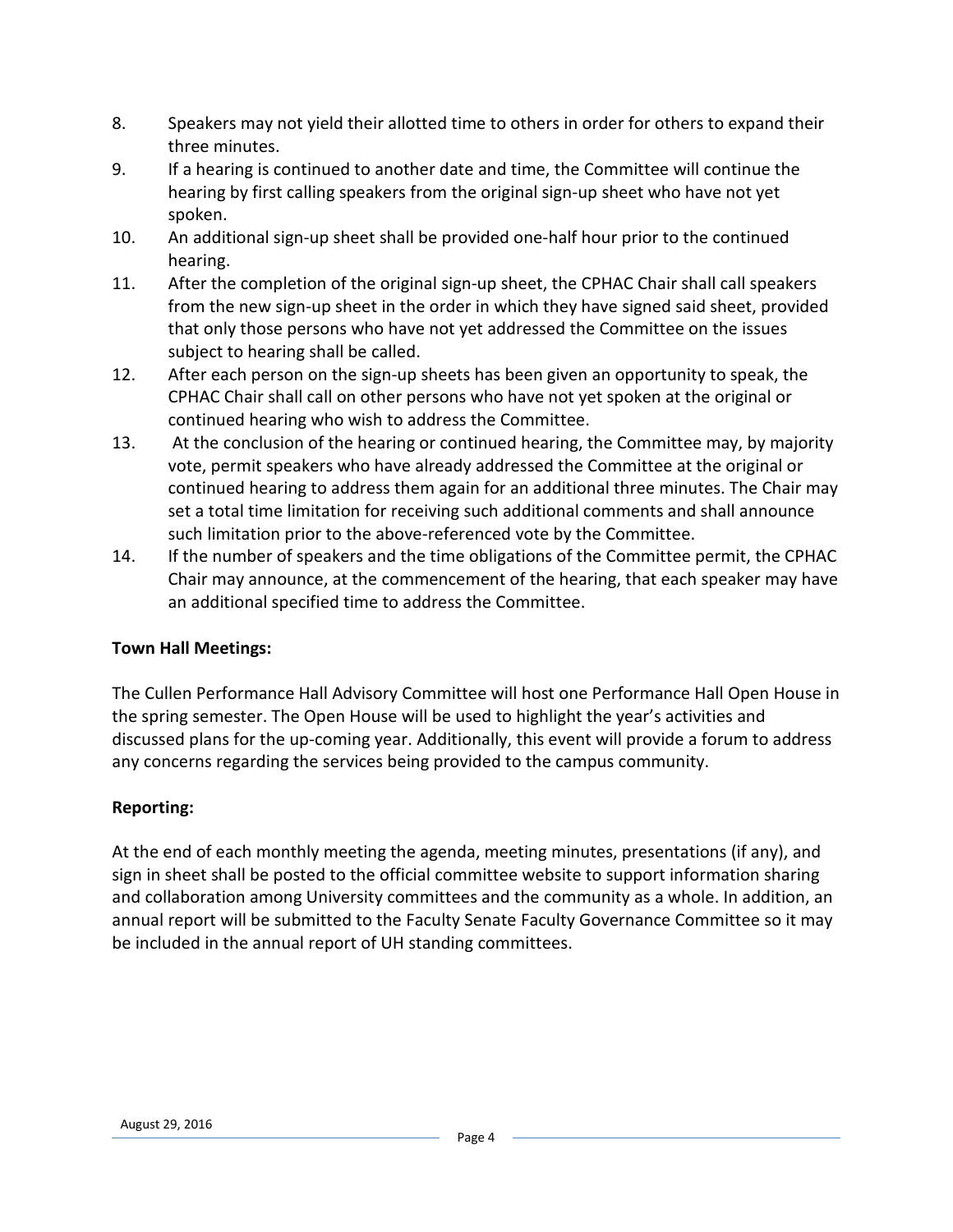8. Speakers may not yield their allotted time to others in order for others to expand their three minutes.
9. If a hearing is continued to another date and time, the Committee will continue the hearing by first calling speakers from the original sign-up sheet who have not yet spoken.
10. An additional sign-up sheet shall be provided one-half hour prior to the continued hearing.
11. After the completion of the original sign-up sheet, the CPHAC Chair shall call speakers from the new sign-up sheet in the order in which they have signed said sheet, provided that only those persons who have not yet addressed the Committee on the issues subject to hearing shall be called.
12. After each person on the sign-up sheets has been given an opportunity to speak, the CPHAC Chair shall call on other persons who have not yet spoken at the original or continued hearing who wish to address the Committee.
13. At the conclusion of the hearing or continued hearing, the Committee may, by majority vote, permit speakers who have already addressed the Committee at the original or continued hearing to address them again for an additional three minutes. The Chair may set a total time limitation for receiving such additional comments and shall announce such limitation prior to the above-referenced vote by the Committee.
14. If the number of speakers and the time obligations of the Committee permit, the CPHAC Chair may announce, at the commencement of the hearing, that each speaker may have an additional specified time to address the Committee.

**Town Hall Meetings:**

The Cullen Performance Hall Advisory Committee will host one Performance Hall Open House in the spring semester. The Open House will be used to highlight the year's activities and discussed plans for the up-coming year. Additionally, this event will provide a forum to address any concerns regarding the services being provided to the campus community.

**Reporting:**

At the end of each monthly meeting the agenda, meeting minutes, presentations (if any), and sign in sheet shall be posted to the official committee website to support information sharing and collaboration among University committees and the community as a whole. In addition, an annual report will be submitted to the Faculty Senate Faculty Governance Committee so it may be included in the annual report of UH standing committees.